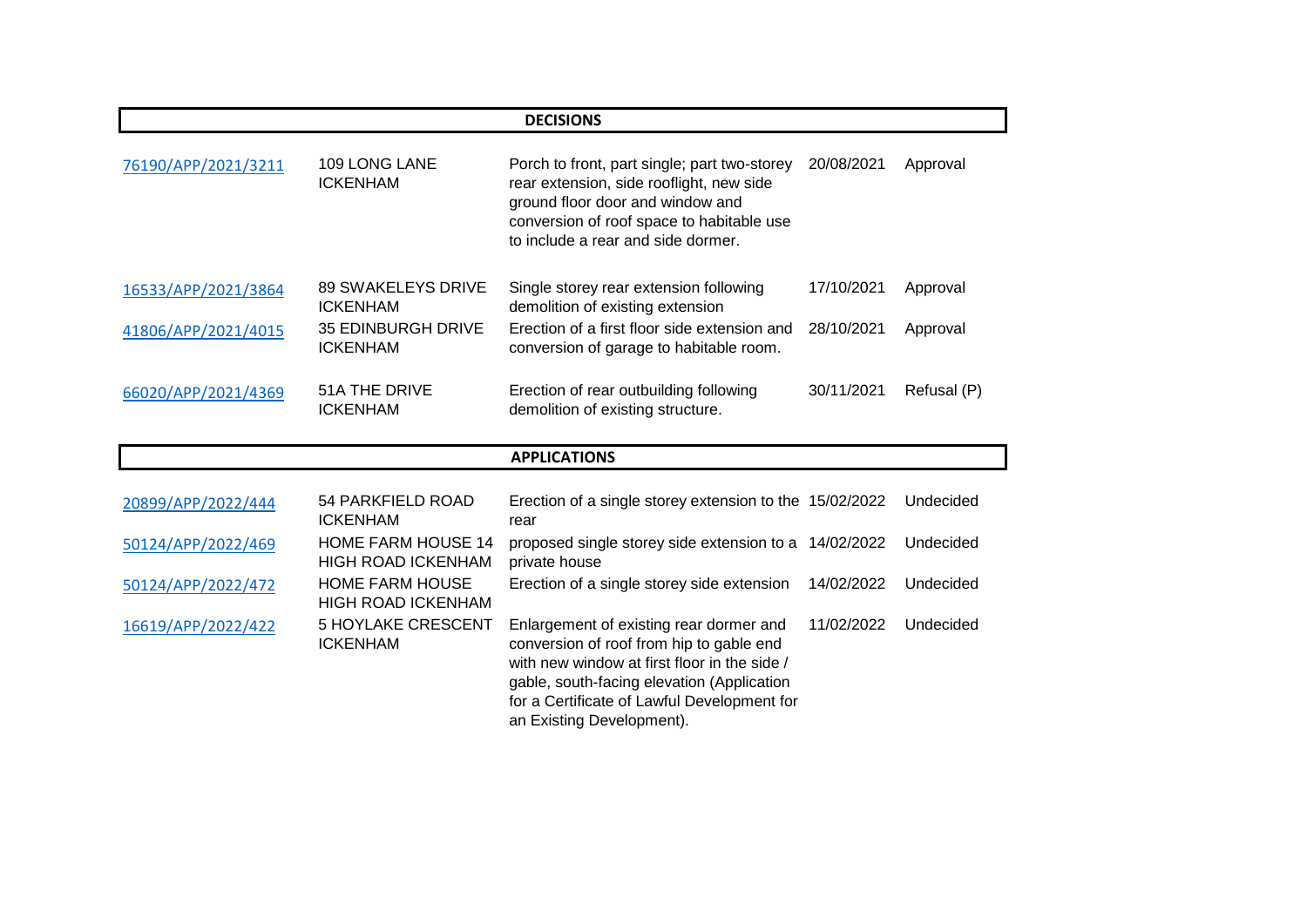## DECISIONS

| | | | | |
|---|---|---|---|---|
| 76190/APP/2021/3211 | 109 LONG LANE ICKENHAM | Porch to front, part single; part two-storey rear extension, side rooflight, new side ground floor door and window and conversion of roof space to habitable use to include a rear and side dormer. | 20/08/2021 | Approval |
| 16533/APP/2021/3864 | 89 SWAKELEYS DRIVE ICKENHAM | Single storey rear extension following demolition of existing extension | 17/10/2021 | Approval |
| 41806/APP/2021/4015 | 35 EDINBURGH DRIVE ICKENHAM | Erection of a first floor side extension and conversion of garage to habitable room. | 28/10/2021 | Approval |
| 66020/APP/2021/4369 | 51A THE DRIVE ICKENHAM | Erection of rear outbuilding following demolition of existing structure. | 30/11/2021 | Refusal (P) |

## APPLICATIONS

| | | | | |
|---|---|---|---|---|
| 20899/APP/2022/444 | 54 PARKFIELD ROAD ICKENHAM | Erection of a single storey extension to the rear | 15/02/2022 | Undecided |
| 50124/APP/2022/469 | HOME FARM HOUSE 14 HIGH ROAD ICKENHAM | proposed single storey side extension to a private house | 14/02/2022 | Undecided |
| 50124/APP/2022/472 | HOME FARM HOUSE HIGH ROAD ICKENHAM | Erection of a single storey side extension | 14/02/2022 | Undecided |
| 16619/APP/2022/422 | 5 HOYLAKE CRESCENT ICKENHAM | Enlargement of existing rear dormer and conversion of roof from hip to gable end with new window at first floor in the side / gable, south-facing elevation (Application for a Certificate of Lawful Development for an Existing Development). | 11/02/2022 | Undecided |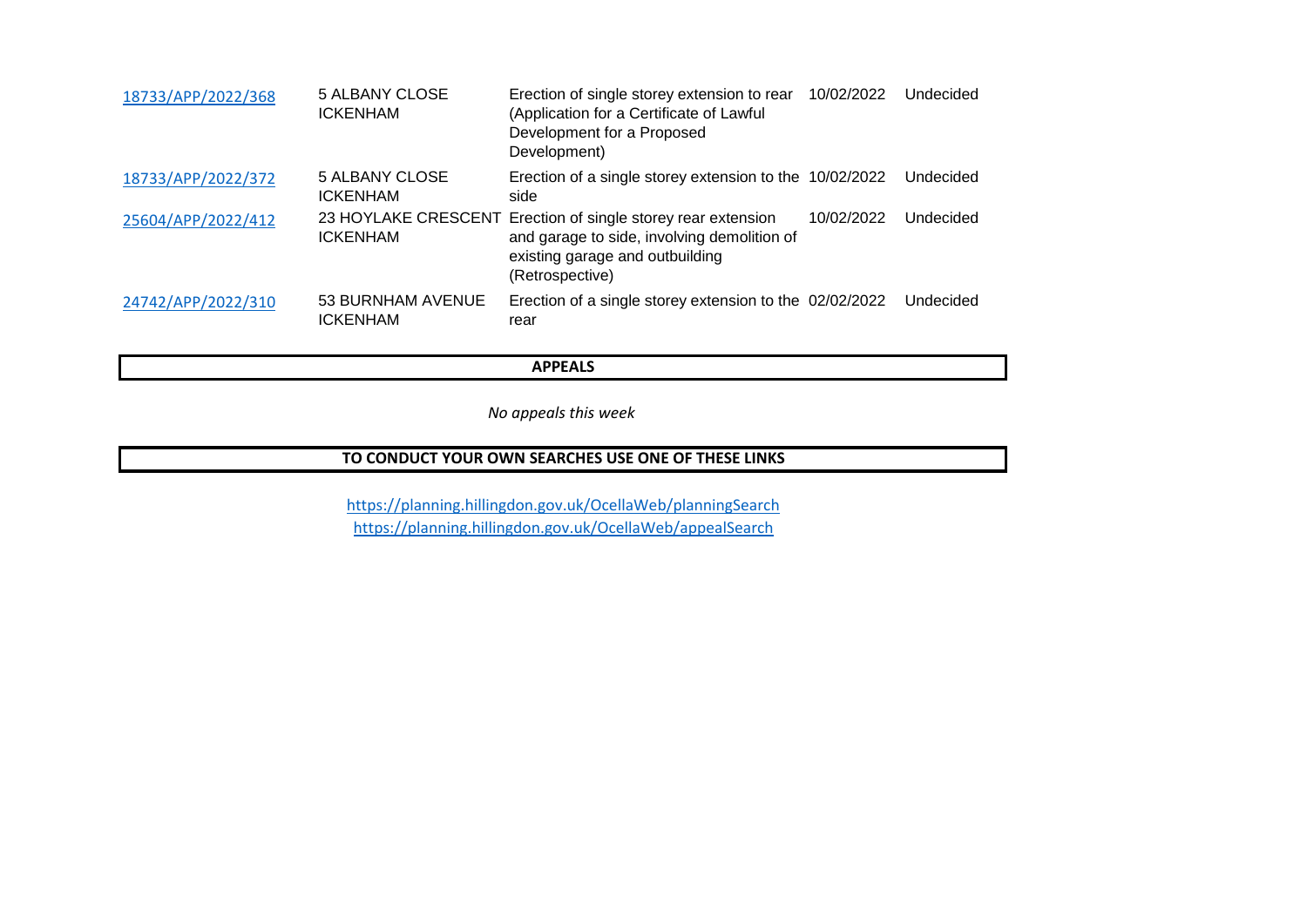| | | | | |
|---|---|---|---|---|
| 18733/APP/2022/368 | 5 ALBANY CLOSE ICKENHAM | Erection of single storey extension to rear (Application for a Certificate of Lawful Development for a Proposed Development) | 10/02/2022 | Undecided |
| 18733/APP/2022/372 | 5 ALBANY CLOSE ICKENHAM | Erection of a single storey extension to the side | 10/02/2022 | Undecided |
| 25604/APP/2022/412 | 23 HOYLAKE CRESCENT ICKENHAM | Erection of single storey rear extension and garage to side, involving demolition of existing garage and outbuilding (Retrospective) | 10/02/2022 | Undecided |
| 24742/APP/2022/310 | 53 BURNHAM AVENUE ICKENHAM | Erection of a single storey extension to the rear | 02/02/2022 | Undecided |

## APPEALS

*No appeals this week*

## TO CONDUCT YOUR OWN SEARCHES USE ONE OF THESE LINKS

https://planning.hillingdon.gov.uk/OcellaWeb/planningSearch

https://planning.hillingdon.gov.uk/OcellaWeb/appealSearch